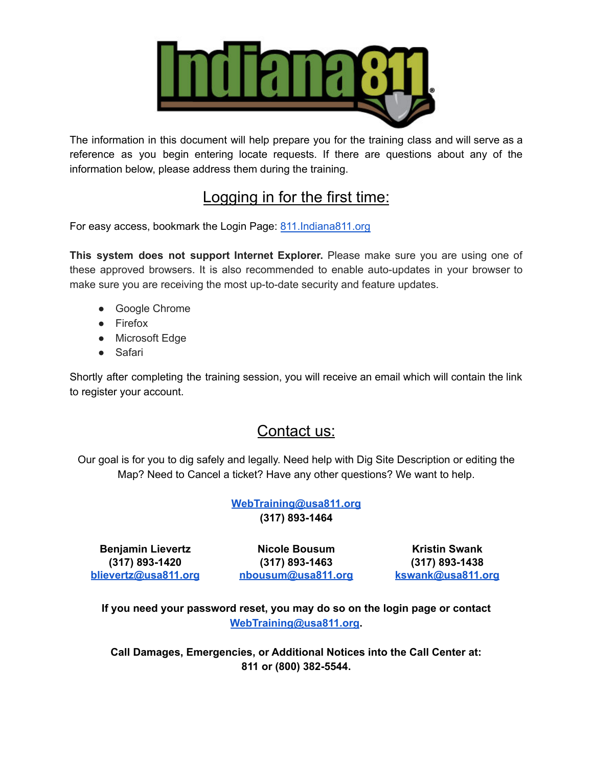The information in this document will help prepare you for the training class and will serve as a reference as you begin entering locate requests. If there are questions about any of the information below, please address them during the training.

## Logging in for the first time:

For easy access, bookmark the Login Page: [811.Indiana811.org](https://811.Indiana811.org)

**This system does not support Internet Explorer.** Please make sure you are using one of these approved browsers. It is also recommended to enable auto-updates in your browser to make sure you are receiving the most up-to-date security and feature updates.

- Google Chrome
- Firefox
- Microsoft Edge
- Safari

Shortly after completing the training session, you will receive an email which will contain the link to register your account.

## Contact us:

Our goal is for you to dig safely and legally. Need help with Dig Site Description or editing the Map? Need to Cancel a ticket? Have any other questions? We want to help.

**WebTraining@usa811.org**
**(317) 893-1464**

**Benjamin Lievertz**
**(317) 893-1420**
**blievertz@usa811.org**

**Nicole Bousum**
**(317) 893-1463**
**nbousum@usa811.org**

**Kristin Swank**
**(317) 893-1438**
**kswank@usa811.org**

**If you need your password reset, you may do so on the login page or contact WebTraining@usa811.org.**

**Call Damages, Emergencies, or Additional Notices into the Call Center at: 811 or (800) 382-5544.**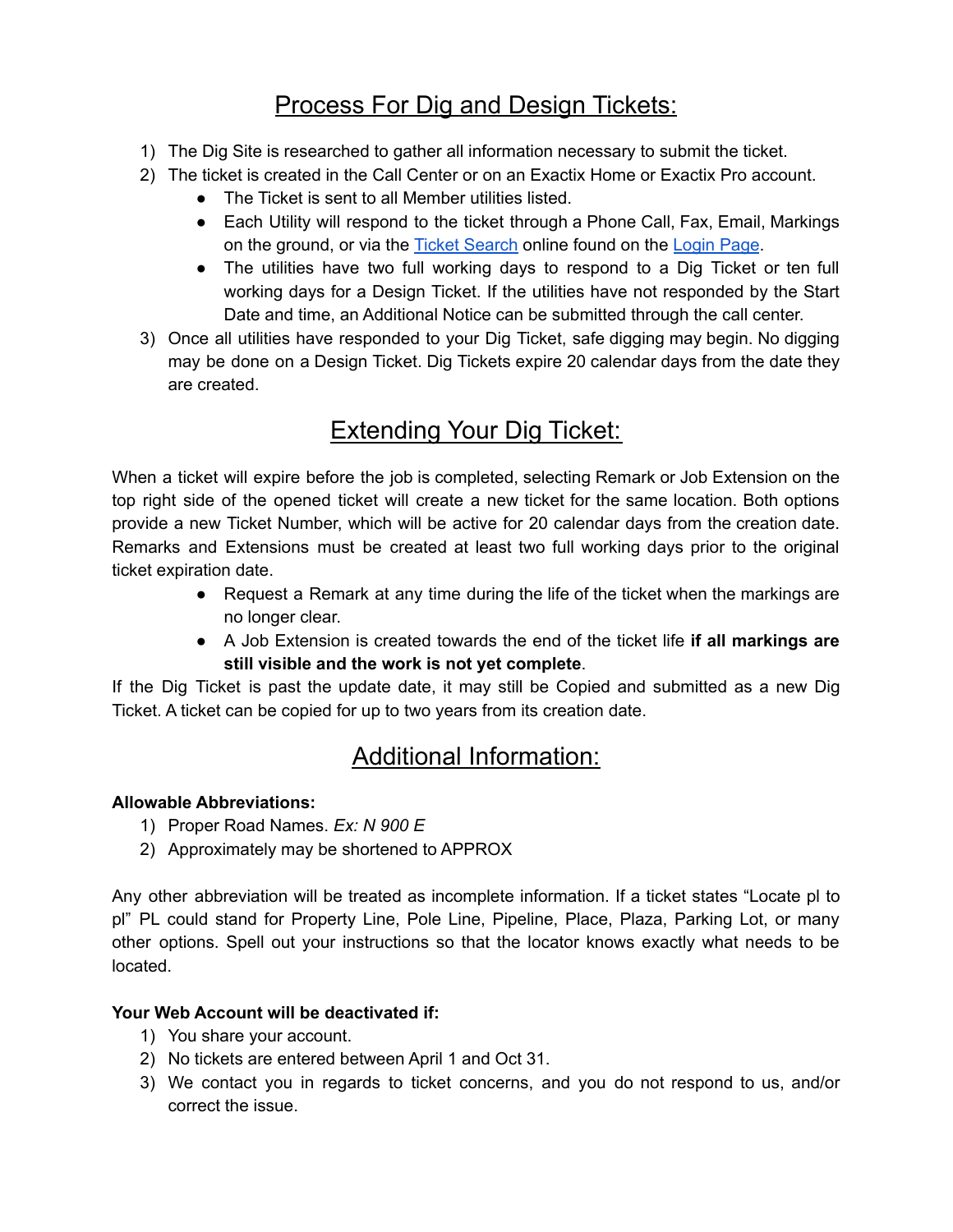## Process For Dig and Design Tickets:

1) The Dig Site is researched to gather all information necessary to submit the ticket.
2) The ticket is created in the Call Center or on an Exactix Home or Exactix Pro account.
   - The Ticket is sent to all Member utilities listed.
   - Each Utility will respond to the ticket through a Phone Call, Fax, Email, Markings on the ground, or via the Ticket Search online found on the Login Page.
   - The utilities have two full working days to respond to a Dig Ticket or ten full working days for a Design Ticket. If the utilities have not responded by the Start Date and time, an Additional Notice can be submitted through the call center.
3) Once all utilities have responded to your Dig Ticket, safe digging may begin. No digging may be done on a Design Ticket. Dig Tickets expire 20 calendar days from the date they are created.

## Extending Your Dig Ticket:

When a ticket will expire before the job is completed, selecting Remark or Job Extension on the top right side of the opened ticket will create a new ticket for the same location. Both options provide a new Ticket Number, which will be active for 20 calendar days from the creation date. Remarks and Extensions must be created at least two full working days prior to the original ticket expiration date.

- Request a Remark at any time during the life of the ticket when the markings are no longer clear.
- A Job Extension is created towards the end of the ticket life **if all markings are still visible and the work is not yet complete**.

If the Dig Ticket is past the update date, it may still be Copied and submitted as a new Dig Ticket. A ticket can be copied for up to two years from its creation date.

## Additional Information:

**Allowable Abbreviations:**

1) Proper Road Names. *Ex: N 900 E*
2) Approximately may be shortened to APPROX

Any other abbreviation will be treated as incomplete information. If a ticket states "Locate pl to pl" PL could stand for Property Line, Pole Line, Pipeline, Place, Plaza, Parking Lot, or many other options. Spell out your instructions so that the locator knows exactly what needs to be located.

**Your Web Account will be deactivated if:**

1) You share your account.
2) No tickets are entered between April 1 and Oct 31.
3) We contact you in regards to ticket concerns, and you do not respond to us, and/or correct the issue.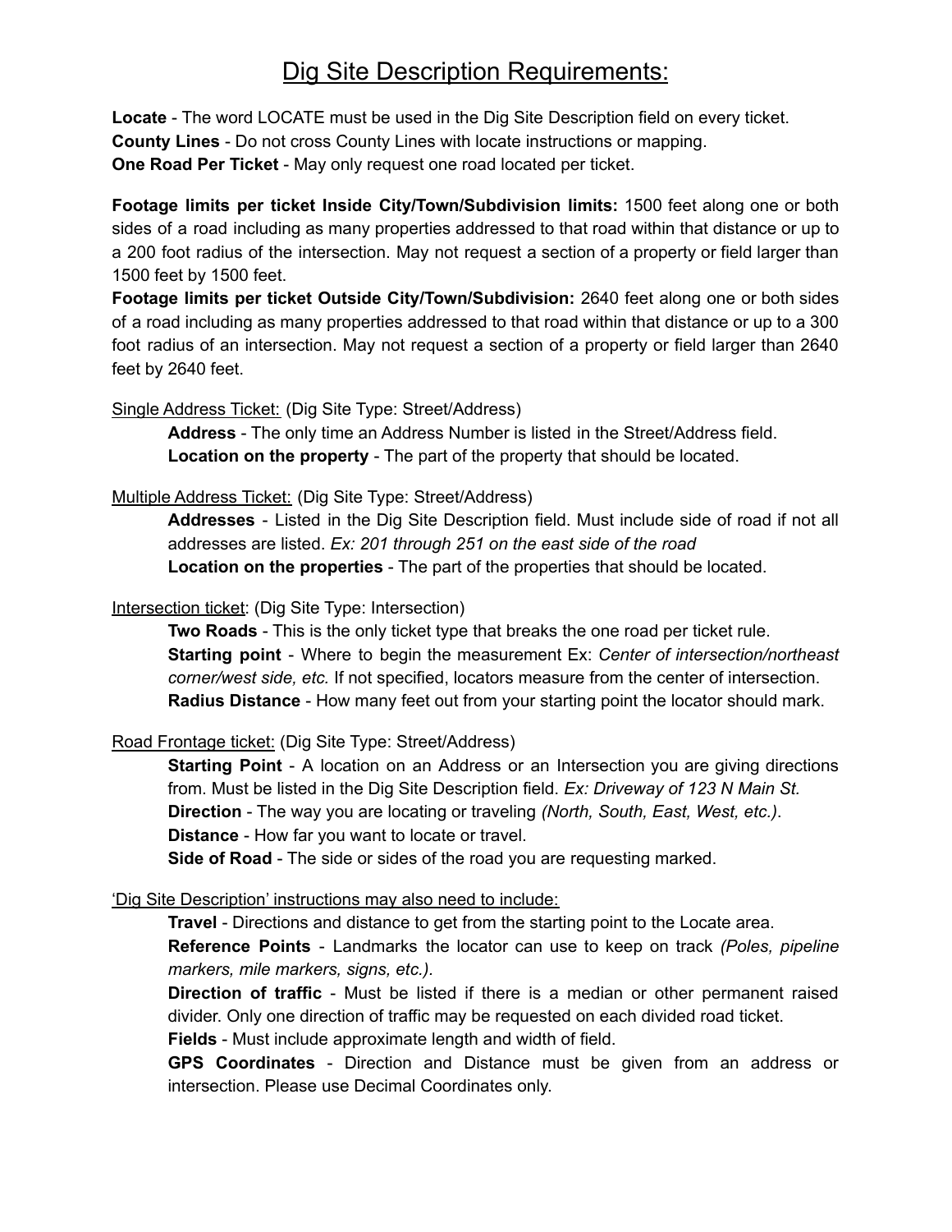# Dig Site Description Requirements:

**Locate** - The word LOCATE must be used in the Dig Site Description field on every ticket.
**County Lines** - Do not cross County Lines with locate instructions or mapping.
**One Road Per Ticket** - May only request one road located per ticket.

**Footage limits per ticket Inside City/Town/Subdivision limits:** 1500 feet along one or both sides of a road including as many properties addressed to that road within that distance or up to a 200 foot radius of the intersection. May not request a section of a property or field larger than 1500 feet by 1500 feet.
**Footage limits per ticket Outside City/Town/Subdivision:** 2640 feet along one or both sides of a road including as many properties addressed to that road within that distance or up to a 300 foot radius of an intersection. May not request a section of a property or field larger than 2640 feet by 2640 feet.

<u>Single Address Ticket:</u> (Dig Site Type: Street/Address)

- **Address** - The only time an Address Number is listed in the Street/Address field.
- **Location on the property** - The part of the property that should be located.

<u>Multiple Address Ticket:</u> (Dig Site Type: Street/Address)

- **Addresses** - Listed in the Dig Site Description field. Must include side of road if not all addresses are listed. *Ex: 201 through 251 on the east side of the road*
- **Location on the properties** - The part of the properties that should be located.

<u>Intersection ticket</u>: (Dig Site Type: Intersection)

- **Two Roads** - This is the only ticket type that breaks the one road per ticket rule.
- **Starting point** - Where to begin the measurement Ex: *Center of intersection/northeast corner/west side, etc.* If not specified, locators measure from the center of intersection.
- **Radius Distance** - How many feet out from your starting point the locator should mark.

<u>Road Frontage ticket:</u> (Dig Site Type: Street/Address)

- **Starting Point** - A location on an Address or an Intersection you are giving directions from. Must be listed in the Dig Site Description field. *Ex: Driveway of 123 N Main St.*
- **Direction** - The way you are locating or traveling *(North, South, East, West, etc.)*.
- **Distance** - How far you want to locate or travel.
- **Side of Road** - The side or sides of the road you are requesting marked.

<u>'Dig Site Description' instructions may also need to include:</u>

- **Travel** - Directions and distance to get from the starting point to the Locate area.
- **Reference Points** - Landmarks the locator can use to keep on track *(Poles, pipeline markers, mile markers, signs, etc.)*.
- **Direction of traffic** - Must be listed if there is a median or other permanent raised divider. Only one direction of traffic may be requested on each divided road ticket.
- **Fields** - Must include approximate length and width of field.
- **GPS Coordinates** - Direction and Distance must be given from an address or intersection. Please use Decimal Coordinates only.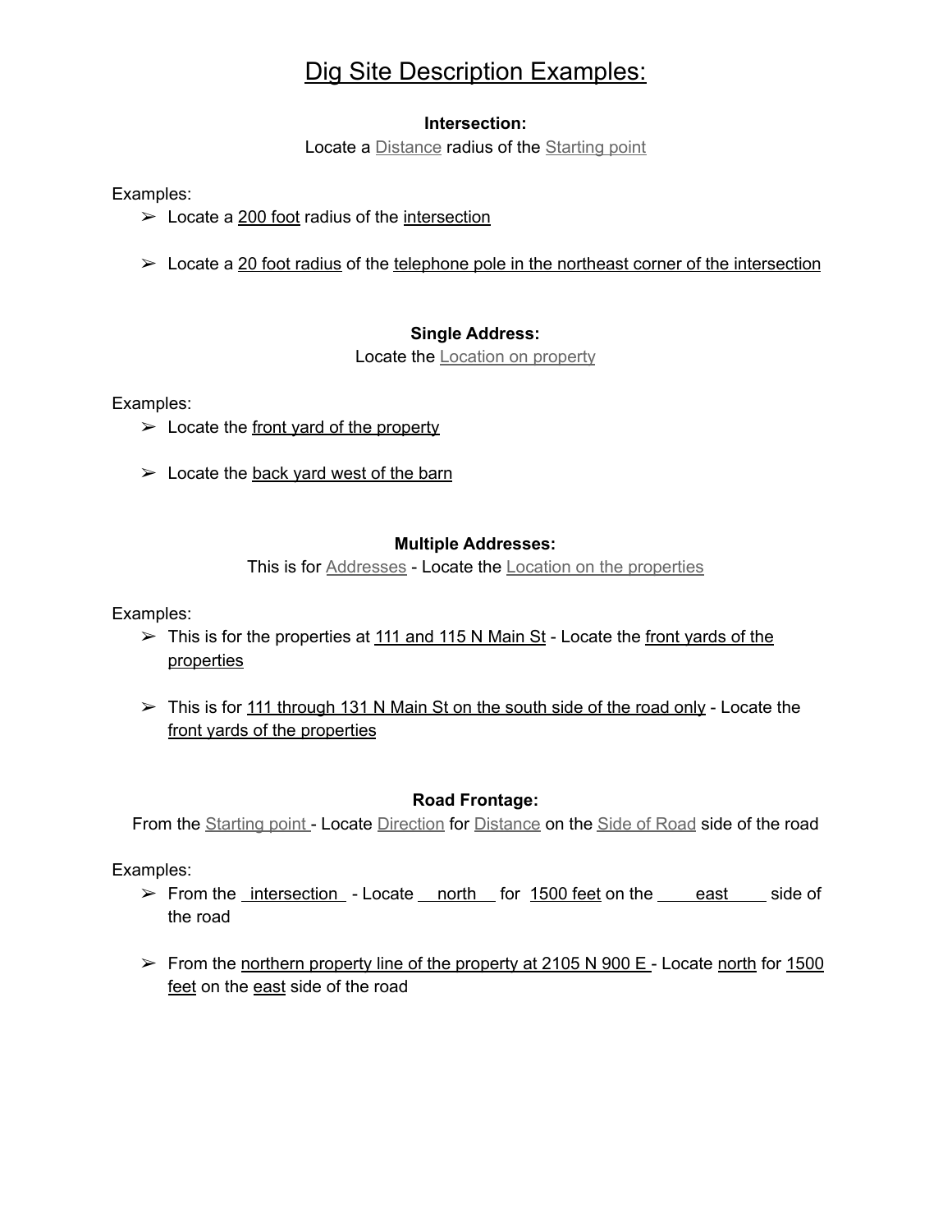# Dig Site Description Examples:

**Intersection:**

Locate a Distance radius of the Starting point

Examples:

- ➢ Locate a 200 foot radius of the intersection
- ➢ Locate a 20 foot radius of the telephone pole in the northeast corner of the intersection

**Single Address:**

Locate the Location on property

Examples:

- ➢ Locate the front yard of the property
- ➢ Locate the back yard west of the barn

**Multiple Addresses:**

This is for Addresses - Locate the Location on the properties

Examples:

- ➢ This is for the properties at 111 and 115 N Main St - Locate the front yards of the properties
- ➢ This is for 111 through 131 N Main St on the south side of the road only - Locate the front yards of the properties

**Road Frontage:**

From the Starting point - Locate Direction for Distance on the Side of Road side of the road

Examples:

- ➢ From the intersection - Locate north for 1500 feet on the east side of the road
- ➢ From the northern property line of the property at 2105 N 900 E - Locate north for 1500 feet on the east side of the road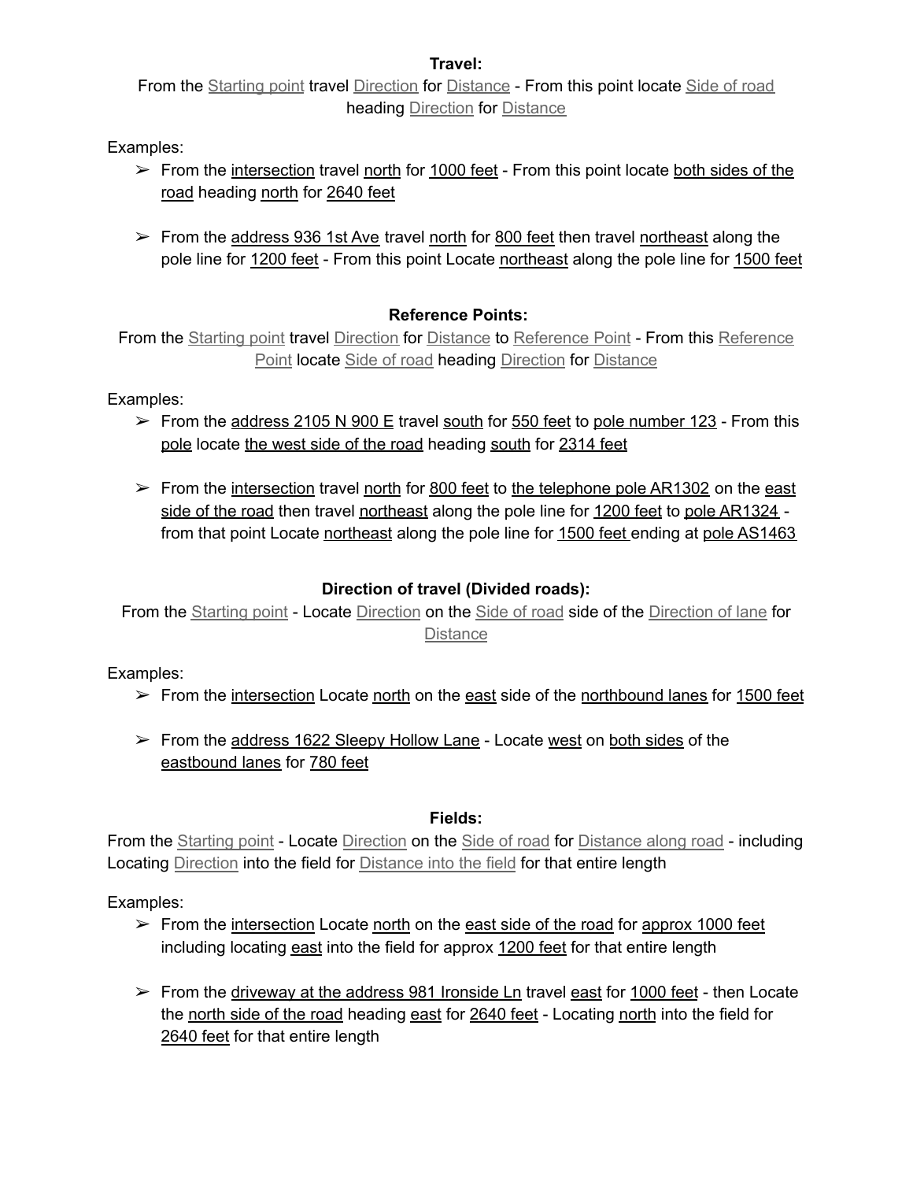**Travel:**

From the Starting point travel Direction for Distance - From this point locate Side of road heading Direction for Distance

Examples:

- From the intersection travel north for 1000 feet - From this point locate both sides of the road heading north for 2640 feet
- From the address 936 1st Ave travel north for 800 feet then travel northeast along the pole line for 1200 feet - From this point Locate northeast along the pole line for 1500 feet

**Reference Points:**

From the Starting point travel Direction for Distance to Reference Point - From this Reference Point locate Side of road heading Direction for Distance

Examples:

- From the address 2105 N 900 E travel south for 550 feet to pole number 123 - From this pole locate the west side of the road heading south for 2314 feet
- From the intersection travel north for 800 feet to the telephone pole AR1302 on the east side of the road then travel northeast along the pole line for 1200 feet to pole AR1324 - from that point Locate northeast along the pole line for 1500 feet ending at pole AS1463

**Direction of travel (Divided roads):**

From the Starting point - Locate Direction on the Side of road side of the Direction of lane for Distance

Examples:

- From the intersection Locate north on the east side of the northbound lanes for 1500 feet
- From the address 1622 Sleepy Hollow Lane - Locate west on both sides of the eastbound lanes for 780 feet

**Fields:**

From the Starting point - Locate Direction on the Side of road for Distance along road - including Locating Direction into the field for Distance into the field for that entire length

Examples:

- From the intersection Locate north on the east side of the road for approx 1000 feet including locating east into the field for approx 1200 feet for that entire length
- From the driveway at the address 981 Ironside Ln travel east for 1000 feet - then Locate the north side of the road heading east for 2640 feet - Locating north into the field for 2640 feet for that entire length